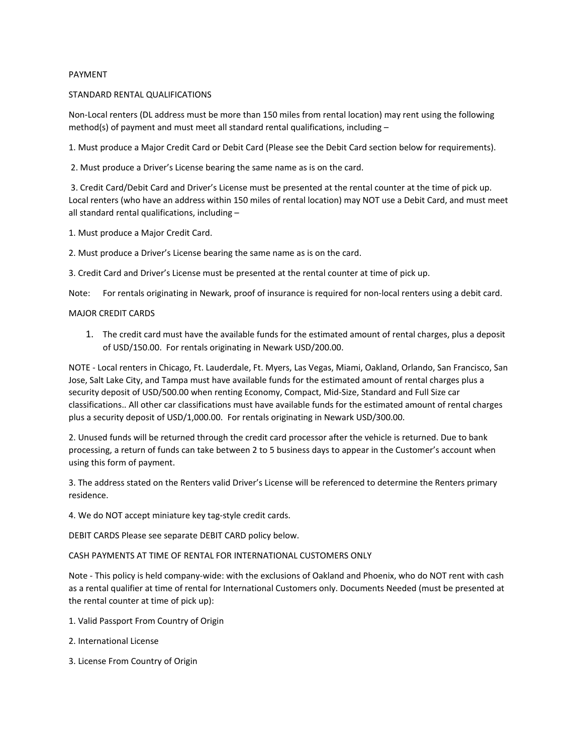PAYMENT

STANDARD RENTAL QUALIFICATIONS

Non-Local renters (DL address must be more than 150 miles from rental location) may rent using the following method(s) of payment and must meet all standard rental qualifications, including –

1. Must produce a Major Credit Card or Debit Card (Please see the Debit Card section below for requirements).

2. Must produce a Driver's License bearing the same name as is on the card.

3. Credit Card/Debit Card and Driver's License must be presented at the rental counter at the time of pick up. Local renters (who have an address within 150 miles of rental location) may NOT use a Debit Card, and must meet all standard rental qualifications, including –

1. Must produce a Major Credit Card.

2. Must produce a Driver's License bearing the same name as is on the card.

3. Credit Card and Driver's License must be presented at the rental counter at time of pick up.

Note: For rentals originating in Newark, proof of insurance is required for non-local renters using a debit card.

MAJOR CREDIT CARDS

1. The credit card must have the available funds for the estimated amount of rental charges, plus a deposit of USD/150.00. For rentals originating in Newark USD/200.00.

NOTE - Local renters in Chicago, Ft. Lauderdale, Ft. Myers, Las Vegas, Miami, Oakland, Orlando, San Francisco, San Jose, Salt Lake City, and Tampa must have available funds for the estimated amount of rental charges plus a security deposit of USD/500.00 when renting Economy, Compact, Mid-Size, Standard and Full Size car classifications.. All other car classifications must have available funds for the estimated amount of rental charges plus a security deposit of USD/1,000.00. For rentals originating in Newark USD/300.00.

2. Unused funds will be returned through the credit card processor after the vehicle is returned. Due to bank processing, a return of funds can take between 2 to 5 business days to appear in the Customer's account when using this form of payment.

3. The address stated on the Renters valid Driver's License will be referenced to determine the Renters primary residence.

4. We do NOT accept miniature key tag-style credit cards.

DEBIT CARDS Please see separate DEBIT CARD policy below.

CASH PAYMENTS AT TIME OF RENTAL FOR INTERNATIONAL CUSTOMERS ONLY

Note - This policy is held company-wide: with the exclusions of Oakland and Phoenix, who do NOT rent with cash as a rental qualifier at time of rental for International Customers only. Documents Needed (must be presented at the rental counter at time of pick up):

1. Valid Passport From Country of Origin

2. International License

3. License From Country of Origin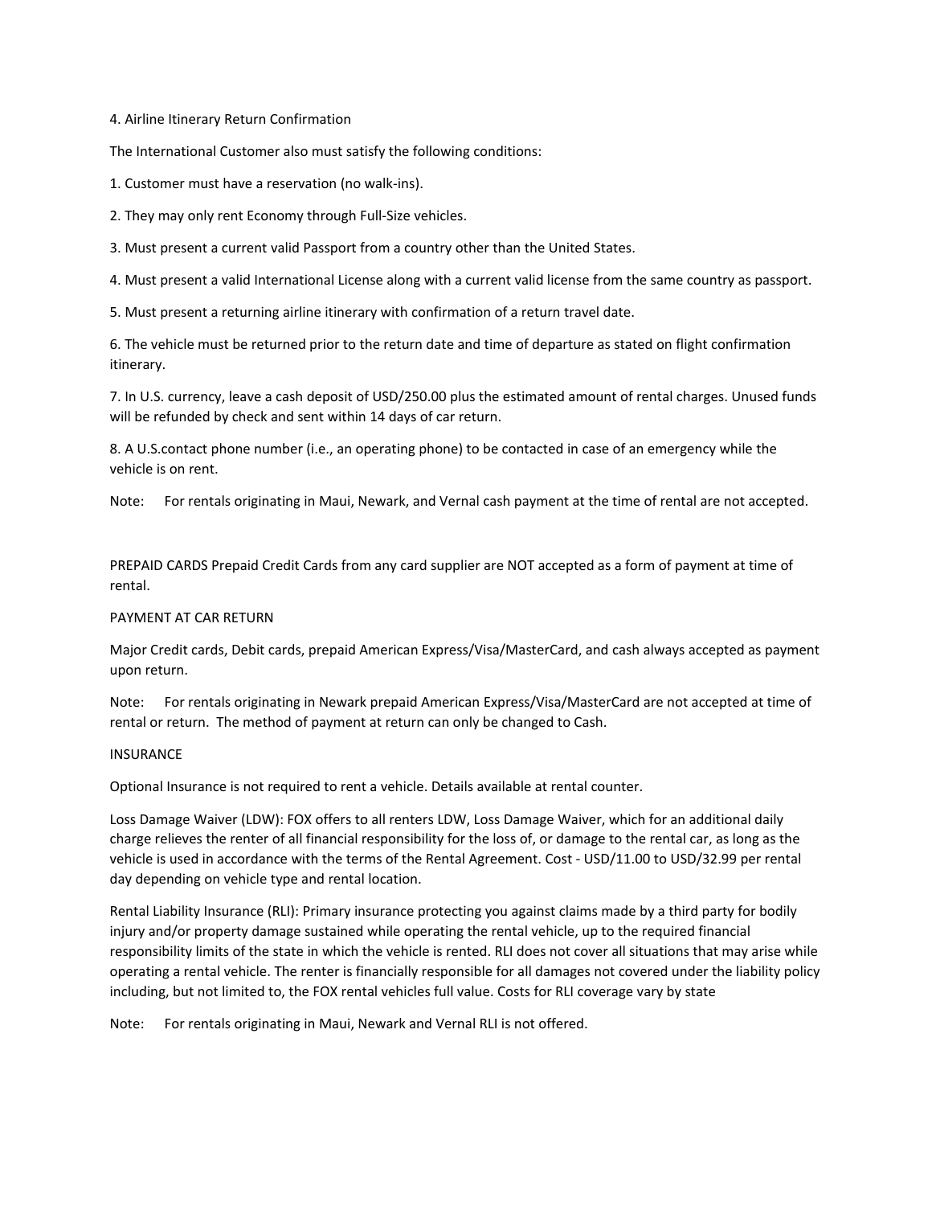4. Airline Itinerary Return Confirmation

The International Customer also must satisfy the following conditions:

1. Customer must have a reservation (no walk-ins).

2. They may only rent Economy through Full-Size vehicles.

3. Must present a current valid Passport from a country other than the United States.

4. Must present a valid International License along with a current valid license from the same country as passport.

5. Must present a returning airline itinerary with confirmation of a return travel date.

6. The vehicle must be returned prior to the return date and time of departure as stated on flight confirmation itinerary.

7. In U.S. currency, leave a cash deposit of USD/250.00 plus the estimated amount of rental charges. Unused funds will be refunded by check and sent within 14 days of car return.

8. A U.S.contact phone number (i.e., an operating phone) to be contacted in case of an emergency while the vehicle is on rent.

Note: For rentals originating in Maui, Newark, and Vernal cash payment at the time of rental are not accepted.

PREPAID CARDS Prepaid Credit Cards from any card supplier are NOT accepted as a form of payment at time of rental.

PAYMENT AT CAR RETURN

Major Credit cards, Debit cards, prepaid American Express/Visa/MasterCard, and cash always accepted as payment upon return.

Note: For rentals originating in Newark prepaid American Express/Visa/MasterCard are not accepted at time of rental or return. The method of payment at return can only be changed to Cash.

INSURANCE

Optional Insurance is not required to rent a vehicle. Details available at rental counter.

Loss Damage Waiver (LDW): FOX offers to all renters LDW, Loss Damage Waiver, which for an additional daily charge relieves the renter of all financial responsibility for the loss of, or damage to the rental car, as long as the vehicle is used in accordance with the terms of the Rental Agreement. Cost - USD/11.00 to USD/32.99 per rental day depending on vehicle type and rental location.

Rental Liability Insurance (RLI): Primary insurance protecting you against claims made by a third party for bodily injury and/or property damage sustained while operating the rental vehicle, up to the required financial responsibility limits of the state in which the vehicle is rented. RLI does not cover all situations that may arise while operating a rental vehicle. The renter is financially responsible for all damages not covered under the liability policy including, but not limited to, the FOX rental vehicles full value. Costs for RLI coverage vary by state

Note: For rentals originating in Maui, Newark and Vernal RLI is not offered.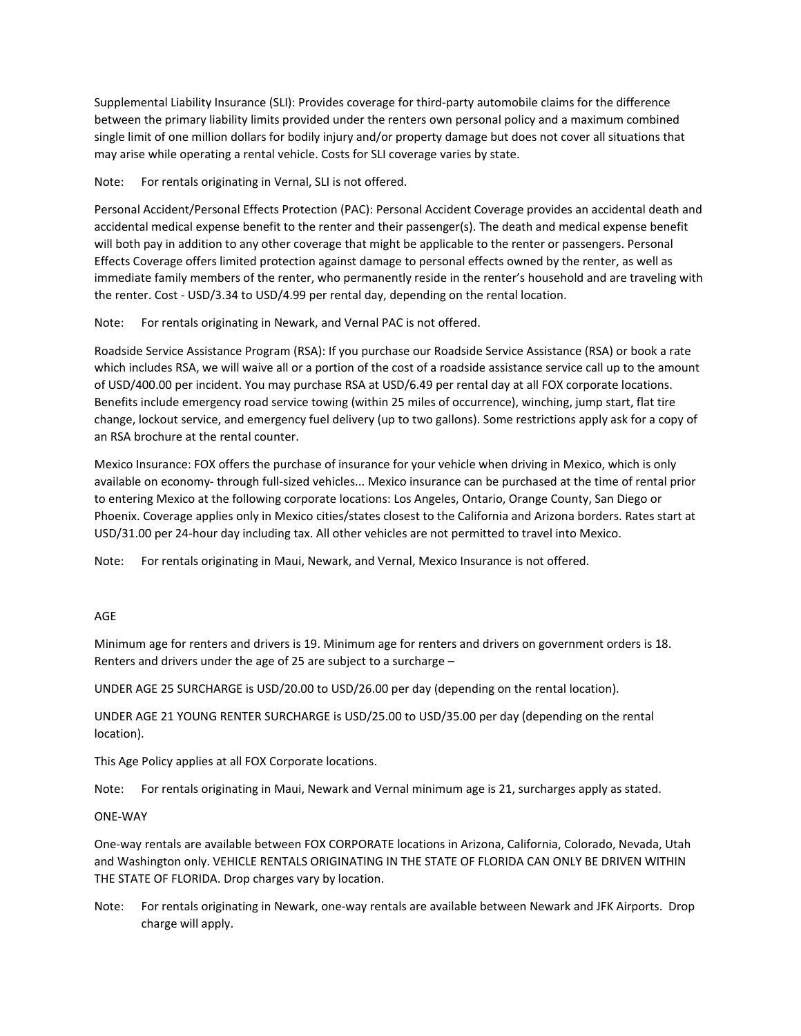Supplemental Liability Insurance (SLI): Provides coverage for third-party automobile claims for the difference between the primary liability limits provided under the renters own personal policy and a maximum combined single limit of one million dollars for bodily injury and/or property damage but does not cover all situations that may arise while operating a rental vehicle. Costs for SLI coverage varies by state.

Note: For rentals originating in Vernal, SLI is not offered.

Personal Accident/Personal Effects Protection (PAC): Personal Accident Coverage provides an accidental death and accidental medical expense benefit to the renter and their passenger(s). The death and medical expense benefit will both pay in addition to any other coverage that might be applicable to the renter or passengers. Personal Effects Coverage offers limited protection against damage to personal effects owned by the renter, as well as immediate family members of the renter, who permanently reside in the renter's household and are traveling with the renter. Cost - USD/3.34 to USD/4.99 per rental day, depending on the rental location.

Note: For rentals originating in Newark, and Vernal PAC is not offered.

Roadside Service Assistance Program (RSA): If you purchase our Roadside Service Assistance (RSA) or book a rate which includes RSA, we will waive all or a portion of the cost of a roadside assistance service call up to the amount of USD/400.00 per incident. You may purchase RSA at USD/6.49 per rental day at all FOX corporate locations. Benefits include emergency road service towing (within 25 miles of occurrence), winching, jump start, flat tire change, lockout service, and emergency fuel delivery (up to two gallons). Some restrictions apply ask for a copy of an RSA brochure at the rental counter.

Mexico Insurance: FOX offers the purchase of insurance for your vehicle when driving in Mexico, which is only available on economy- through full-sized vehicles... Mexico insurance can be purchased at the time of rental prior to entering Mexico at the following corporate locations: Los Angeles, Ontario, Orange County, San Diego or Phoenix. Coverage applies only in Mexico cities/states closest to the California and Arizona borders. Rates start at USD/31.00 per 24-hour day including tax. All other vehicles are not permitted to travel into Mexico.

Note: For rentals originating in Maui, Newark, and Vernal, Mexico Insurance is not offered.

## AGE

Minimum age for renters and drivers is 19. Minimum age for renters and drivers on government orders is 18. Renters and drivers under the age of 25 are subject to a surcharge –

UNDER AGE 25 SURCHARGE is USD/20.00 to USD/26.00 per day (depending on the rental location).

UNDER AGE 21 YOUNG RENTER SURCHARGE is USD/25.00 to USD/35.00 per day (depending on the rental location).

This Age Policy applies at all FOX Corporate locations.

Note: For rentals originating in Maui, Newark and Vernal minimum age is 21, surcharges apply as stated.

## ONE-WAY

One-way rentals are available between FOX CORPORATE locations in Arizona, California, Colorado, Nevada, Utah and Washington only. VEHICLE RENTALS ORIGINATING IN THE STATE OF FLORIDA CAN ONLY BE DRIVEN WITHIN THE STATE OF FLORIDA. Drop charges vary by location.

Note: For rentals originating in Newark, one-way rentals are available between Newark and JFK Airports. Drop charge will apply.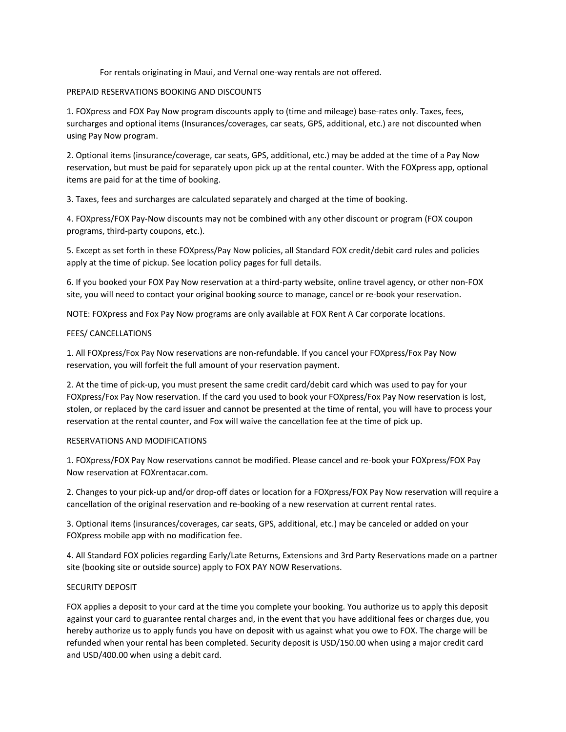For rentals originating in Maui, and Vernal one-way rentals are not offered.

PREPAID RESERVATIONS BOOKING AND DISCOUNTS

1. FOXpress and FOX Pay Now program discounts apply to (time and mileage) base-rates only. Taxes, fees, surcharges and optional items (Insurances/coverages, car seats, GPS, additional, etc.) are not discounted when using Pay Now program.

2. Optional items (insurance/coverage, car seats, GPS, additional, etc.) may be added at the time of a Pay Now reservation, but must be paid for separately upon pick up at the rental counter. With the FOXpress app, optional items are paid for at the time of booking.

3. Taxes, fees and surcharges are calculated separately and charged at the time of booking.

4. FOXpress/FOX Pay-Now discounts may not be combined with any other discount or program (FOX coupon programs, third-party coupons, etc.).

5. Except as set forth in these FOXpress/Pay Now policies, all Standard FOX credit/debit card rules and policies apply at the time of pickup. See location policy pages for full details.

6. If you booked your FOX Pay Now reservation at a third-party website, online travel agency, or other non-FOX site, you will need to contact your original booking source to manage, cancel or re-book your reservation.

NOTE: FOXpress and Fox Pay Now programs are only available at FOX Rent A Car corporate locations.

FEES/ CANCELLATIONS

1. All FOXpress/Fox Pay Now reservations are non-refundable. If you cancel your FOXpress/Fox Pay Now reservation, you will forfeit the full amount of your reservation payment.

2. At the time of pick-up, you must present the same credit card/debit card which was used to pay for your FOXpress/Fox Pay Now reservation. If the card you used to book your FOXpress/Fox Pay Now reservation is lost, stolen, or replaced by the card issuer and cannot be presented at the time of rental, you will have to process your reservation at the rental counter, and Fox will waive the cancellation fee at the time of pick up.

RESERVATIONS AND MODIFICATIONS

1. FOXpress/FOX Pay Now reservations cannot be modified. Please cancel and re-book your FOXpress/FOX Pay Now reservation at FOXrentacar.com.

2. Changes to your pick-up and/or drop-off dates or location for a FOXpress/FOX Pay Now reservation will require a cancellation of the original reservation and re-booking of a new reservation at current rental rates.

3. Optional items (insurances/coverages, car seats, GPS, additional, etc.) may be canceled or added on your FOXpress mobile app with no modification fee.

4. All Standard FOX policies regarding Early/Late Returns, Extensions and 3rd Party Reservations made on a partner site (booking site or outside source) apply to FOX PAY NOW Reservations.

SECURITY DEPOSIT

FOX applies a deposit to your card at the time you complete your booking. You authorize us to apply this deposit against your card to guarantee rental charges and, in the event that you have additional fees or charges due, you hereby authorize us to apply funds you have on deposit with us against what you owe to FOX. The charge will be refunded when your rental has been completed. Security deposit is USD/150.00 when using a major credit card and USD/400.00 when using a debit card.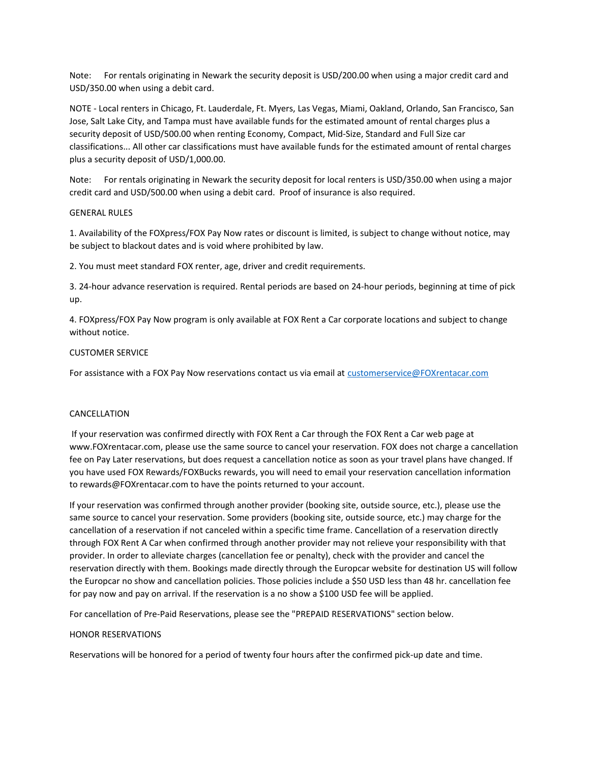Note: For rentals originating in Newark the security deposit is USD/200.00 when using a major credit card and USD/350.00 when using a debit card.

NOTE - Local renters in Chicago, Ft. Lauderdale, Ft. Myers, Las Vegas, Miami, Oakland, Orlando, San Francisco, San Jose, Salt Lake City, and Tampa must have available funds for the estimated amount of rental charges plus a security deposit of USD/500.00 when renting Economy, Compact, Mid-Size, Standard and Full Size car classifications... All other car classifications must have available funds for the estimated amount of rental charges plus a security deposit of USD/1,000.00.

Note: For rentals originating in Newark the security deposit for local renters is USD/350.00 when using a major credit card and USD/500.00 when using a debit card. Proof of insurance is also required.

GENERAL RULES

1. Availability of the FOXpress/FOX Pay Now rates or discount is limited, is subject to change without notice, may be subject to blackout dates and is void where prohibited by law.

2. You must meet standard FOX renter, age, driver and credit requirements.

3. 24-hour advance reservation is required. Rental periods are based on 24-hour periods, beginning at time of pick up.

4. FOXpress/FOX Pay Now program is only available at FOX Rent a Car corporate locations and subject to change without notice.

CUSTOMER SERVICE

For assistance with a FOX Pay Now reservations contact us via email at [customerservice@FOXrentacar.com](mailto:customerservice@FOXrentacar.com)

CANCELLATION

If your reservation was confirmed directly with FOX Rent a Car through the FOX Rent a Car web page at www.FOXrentacar.com, please use the same source to cancel your reservation. FOX does not charge a cancellation fee on Pay Later reservations, but does request a cancellation notice as soon as your travel plans have changed. If you have used FOX Rewards/FOXBucks rewards, you will need to email your reservation cancellation information to rewards@FOXrentacar.com to have the points returned to your account.

If your reservation was confirmed through another provider (booking site, outside source, etc.), please use the same source to cancel your reservation. Some providers (booking site, outside source, etc.) may charge for the cancellation of a reservation if not canceled within a specific time frame. Cancellation of a reservation directly through FOX Rent A Car when confirmed through another provider may not relieve your responsibility with that provider. In order to alleviate charges (cancellation fee or penalty), check with the provider and cancel the reservation directly with them. Bookings made directly through the Europcar website for destination US will follow the Europcar no show and cancellation policies. Those policies include a $50 USD less than 48 hr. cancellation fee for pay now and pay on arrival. If the reservation is a no show a $100 USD fee will be applied.

For cancellation of Pre-Paid Reservations, please see the "PREPAID RESERVATIONS" section below.

HONOR RESERVATIONS

Reservations will be honored for a period of twenty four hours after the confirmed pick-up date and time.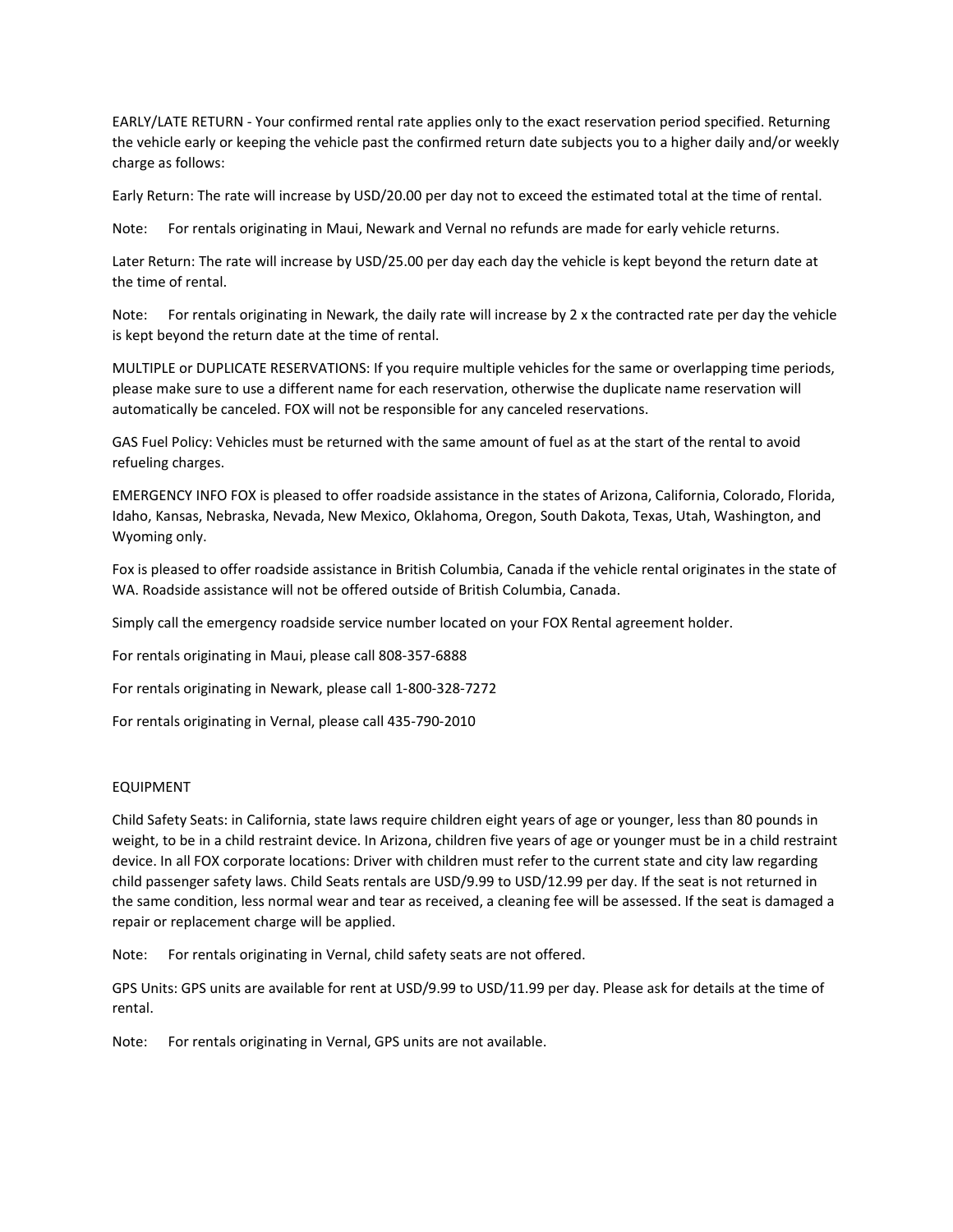EARLY/LATE RETURN - Your confirmed rental rate applies only to the exact reservation period specified. Returning the vehicle early or keeping the vehicle past the confirmed return date subjects you to a higher daily and/or weekly charge as follows:

Early Return: The rate will increase by USD/20.00 per day not to exceed the estimated total at the time of rental.

Note: For rentals originating in Maui, Newark and Vernal no refunds are made for early vehicle returns.

Later Return: The rate will increase by USD/25.00 per day each day the vehicle is kept beyond the return date at the time of rental.

Note: For rentals originating in Newark, the daily rate will increase by 2 x the contracted rate per day the vehicle is kept beyond the return date at the time of rental.

MULTIPLE or DUPLICATE RESERVATIONS: If you require multiple vehicles for the same or overlapping time periods, please make sure to use a different name for each reservation, otherwise the duplicate name reservation will automatically be canceled. FOX will not be responsible for any canceled reservations.

GAS Fuel Policy: Vehicles must be returned with the same amount of fuel as at the start of the rental to avoid refueling charges.

EMERGENCY INFO FOX is pleased to offer roadside assistance in the states of Arizona, California, Colorado, Florida, Idaho, Kansas, Nebraska, Nevada, New Mexico, Oklahoma, Oregon, South Dakota, Texas, Utah, Washington, and Wyoming only.

Fox is pleased to offer roadside assistance in British Columbia, Canada if the vehicle rental originates in the state of WA. Roadside assistance will not be offered outside of British Columbia, Canada.

Simply call the emergency roadside service number located on your FOX Rental agreement holder.

For rentals originating in Maui, please call 808-357-6888

For rentals originating in Newark, please call 1-800-328-7272

For rentals originating in Vernal, please call 435-790-2010

EQUIPMENT

Child Safety Seats: in California, state laws require children eight years of age or younger, less than 80 pounds in weight, to be in a child restraint device. In Arizona, children five years of age or younger must be in a child restraint device. In all FOX corporate locations: Driver with children must refer to the current state and city law regarding child passenger safety laws. Child Seats rentals are USD/9.99 to USD/12.99 per day. If the seat is not returned in the same condition, less normal wear and tear as received, a cleaning fee will be assessed. If the seat is damaged a repair or replacement charge will be applied.

Note: For rentals originating in Vernal, child safety seats are not offered.

GPS Units: GPS units are available for rent at USD/9.99 to USD/11.99 per day. Please ask for details at the time of rental.

Note: For rentals originating in Vernal, GPS units are not available.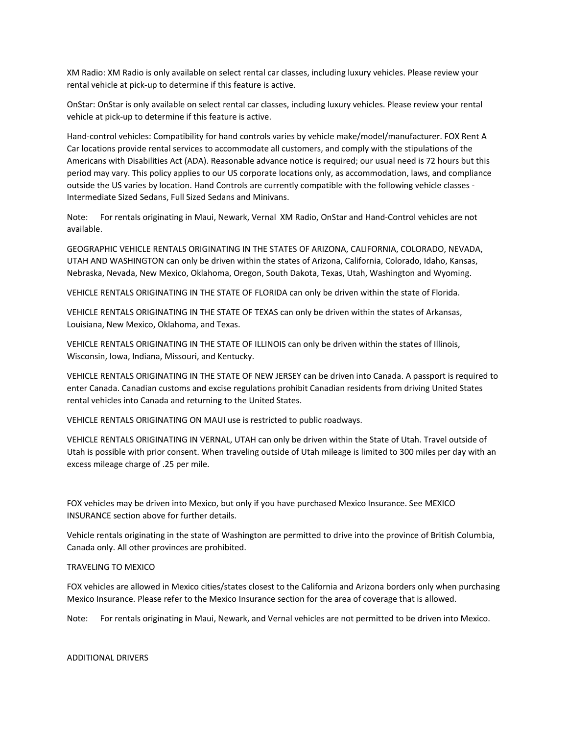XM Radio: XM Radio is only available on select rental car classes, including luxury vehicles. Please review your rental vehicle at pick-up to determine if this feature is active.

OnStar: OnStar is only available on select rental car classes, including luxury vehicles. Please review your rental vehicle at pick-up to determine if this feature is active.

Hand-control vehicles: Compatibility for hand controls varies by vehicle make/model/manufacturer. FOX Rent A Car locations provide rental services to accommodate all customers, and comply with the stipulations of the Americans with Disabilities Act (ADA). Reasonable advance notice is required; our usual need is 72 hours but this period may vary. This policy applies to our US corporate locations only, as accommodation, laws, and compliance outside the US varies by location. Hand Controls are currently compatible with the following vehicle classes - Intermediate Sized Sedans, Full Sized Sedans and Minivans.

Note: For rentals originating in Maui, Newark, Vernal XM Radio, OnStar and Hand-Control vehicles are not available.

GEOGRAPHIC VEHICLE RENTALS ORIGINATING IN THE STATES OF ARIZONA, CALIFORNIA, COLORADO, NEVADA, UTAH AND WASHINGTON can only be driven within the states of Arizona, California, Colorado, Idaho, Kansas, Nebraska, Nevada, New Mexico, Oklahoma, Oregon, South Dakota, Texas, Utah, Washington and Wyoming.

VEHICLE RENTALS ORIGINATING IN THE STATE OF FLORIDA can only be driven within the state of Florida.

VEHICLE RENTALS ORIGINATING IN THE STATE OF TEXAS can only be driven within the states of Arkansas, Louisiana, New Mexico, Oklahoma, and Texas.

VEHICLE RENTALS ORIGINATING IN THE STATE OF ILLINOIS can only be driven within the states of Illinois, Wisconsin, Iowa, Indiana, Missouri, and Kentucky.

VEHICLE RENTALS ORIGINATING IN THE STATE OF NEW JERSEY can be driven into Canada. A passport is required to enter Canada. Canadian customs and excise regulations prohibit Canadian residents from driving United States rental vehicles into Canada and returning to the United States.

VEHICLE RENTALS ORIGINATING ON MAUI use is restricted to public roadways.

VEHICLE RENTALS ORIGINATING IN VERNAL, UTAH can only be driven within the State of Utah. Travel outside of Utah is possible with prior consent. When traveling outside of Utah mileage is limited to 300 miles per day with an excess mileage charge of .25 per mile.

FOX vehicles may be driven into Mexico, but only if you have purchased Mexico Insurance. See MEXICO INSURANCE section above for further details.

Vehicle rentals originating in the state of Washington are permitted to drive into the province of British Columbia, Canada only. All other provinces are prohibited.

TRAVELING TO MEXICO

FOX vehicles are allowed in Mexico cities/states closest to the California and Arizona borders only when purchasing Mexico Insurance. Please refer to the Mexico Insurance section for the area of coverage that is allowed.

Note: For rentals originating in Maui, Newark, and Vernal vehicles are not permitted to be driven into Mexico.

ADDITIONAL DRIVERS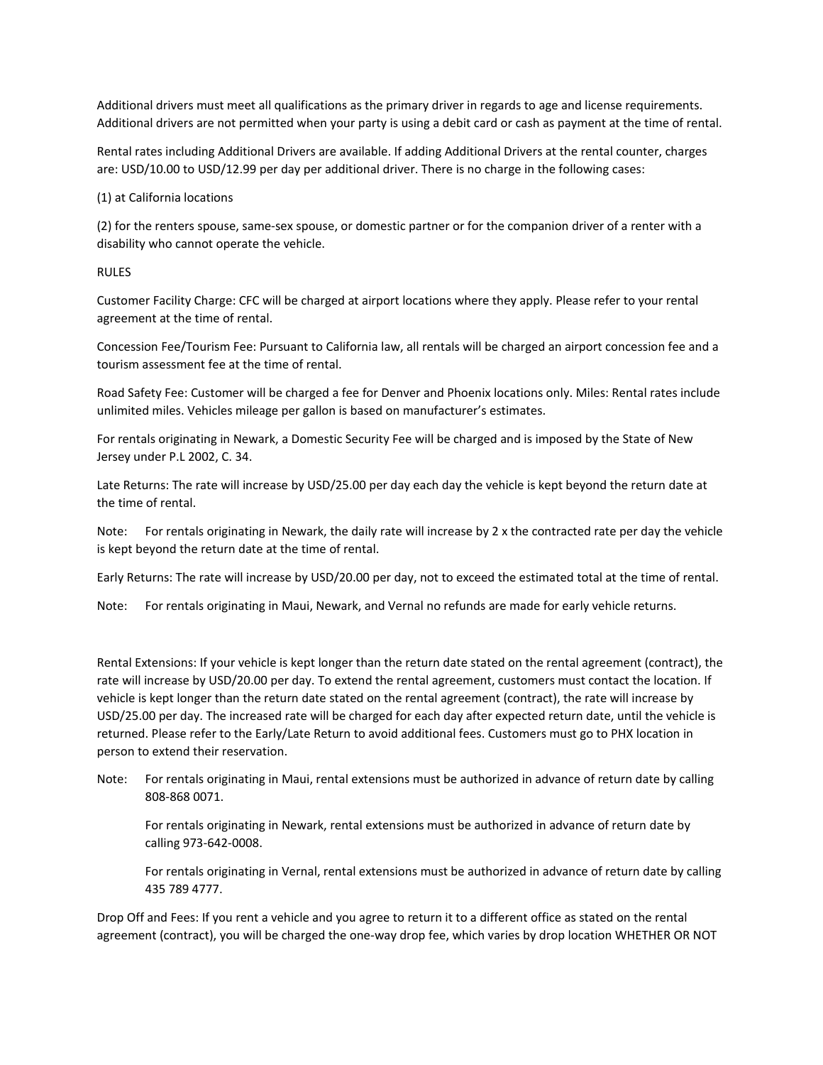Additional drivers must meet all qualifications as the primary driver in regards to age and license requirements. Additional drivers are not permitted when your party is using a debit card or cash as payment at the time of rental.

Rental rates including Additional Drivers are available. If adding Additional Drivers at the rental counter, charges are: USD/10.00 to USD/12.99 per day per additional driver. There is no charge in the following cases:

(1) at California locations

(2) for the renters spouse, same-sex spouse, or domestic partner or for the companion driver of a renter with a disability who cannot operate the vehicle.

RULES

Customer Facility Charge: CFC will be charged at airport locations where they apply. Please refer to your rental agreement at the time of rental.

Concession Fee/Tourism Fee: Pursuant to California law, all rentals will be charged an airport concession fee and a tourism assessment fee at the time of rental.

Road Safety Fee: Customer will be charged a fee for Denver and Phoenix locations only. Miles: Rental rates include unlimited miles. Vehicles mileage per gallon is based on manufacturer's estimates.

For rentals originating in Newark, a Domestic Security Fee will be charged and is imposed by the State of New Jersey under P.L 2002, C. 34.

Late Returns: The rate will increase by USD/25.00 per day each day the vehicle is kept beyond the return date at the time of rental.

Note: For rentals originating in Newark, the daily rate will increase by 2 x the contracted rate per day the vehicle is kept beyond the return date at the time of rental.

Early Returns: The rate will increase by USD/20.00 per day, not to exceed the estimated total at the time of rental.

Note: For rentals originating in Maui, Newark, and Vernal no refunds are made for early vehicle returns.

Rental Extensions: If your vehicle is kept longer than the return date stated on the rental agreement (contract), the rate will increase by USD/20.00 per day. To extend the rental agreement, customers must contact the location. If vehicle is kept longer than the return date stated on the rental agreement (contract), the rate will increase by USD/25.00 per day. The increased rate will be charged for each day after expected return date, until the vehicle is returned. Please refer to the Early/Late Return to avoid additional fees. Customers must go to PHX location in person to extend their reservation.

Note: For rentals originating in Maui, rental extensions must be authorized in advance of return date by calling 808-868 0071.

For rentals originating in Newark, rental extensions must be authorized in advance of return date by calling 973-642-0008.

For rentals originating in Vernal, rental extensions must be authorized in advance of return date by calling 435 789 4777.

Drop Off and Fees: If you rent a vehicle and you agree to return it to a different office as stated on the rental agreement (contract), you will be charged the one-way drop fee, which varies by drop location WHETHER OR NOT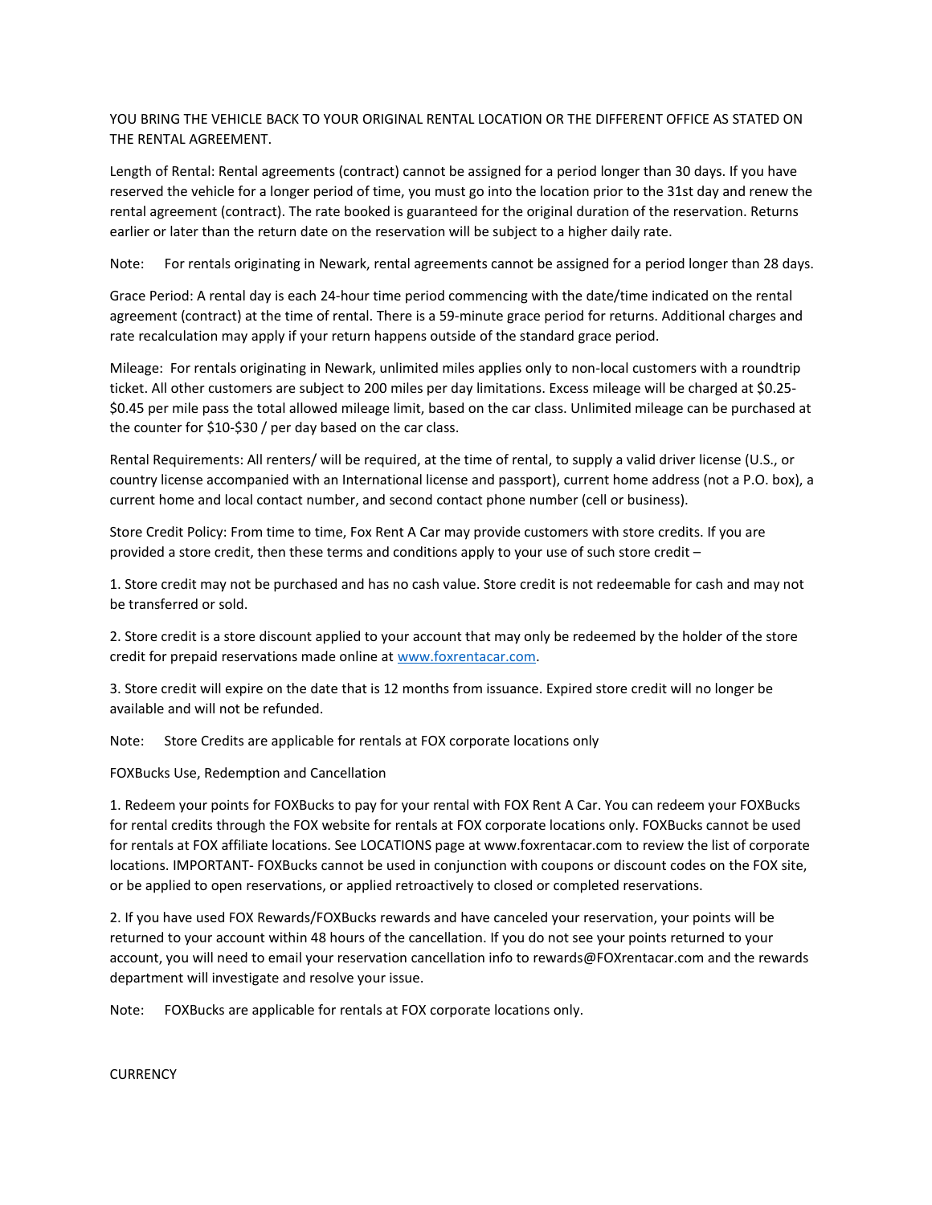YOU BRING THE VEHICLE BACK TO YOUR ORIGINAL RENTAL LOCATION OR THE DIFFERENT OFFICE AS STATED ON THE RENTAL AGREEMENT.

Length of Rental: Rental agreements (contract) cannot be assigned for a period longer than 30 days. If you have reserved the vehicle for a longer period of time, you must go into the location prior to the 31st day and renew the rental agreement (contract). The rate booked is guaranteed for the original duration of the reservation. Returns earlier or later than the return date on the reservation will be subject to a higher daily rate.

Note: For rentals originating in Newark, rental agreements cannot be assigned for a period longer than 28 days.

Grace Period: A rental day is each 24-hour time period commencing with the date/time indicated on the rental agreement (contract) at the time of rental. There is a 59-minute grace period for returns. Additional charges and rate recalculation may apply if your return happens outside of the standard grace period.

Mileage: For rentals originating in Newark, unlimited miles applies only to non-local customers with a roundtrip ticket. All other customers are subject to 200 miles per day limitations. Excess mileage will be charged at $0.25-$0.45 per mile pass the total allowed mileage limit, based on the car class. Unlimited mileage can be purchased at the counter for $10-$30 / per day based on the car class.

Rental Requirements: All renters/ will be required, at the time of rental, to supply a valid driver license (U.S., or country license accompanied with an International license and passport), current home address (not a P.O. box), a current home and local contact number, and second contact phone number (cell or business).

Store Credit Policy: From time to time, Fox Rent A Car may provide customers with store credits. If you are provided a store credit, then these terms and conditions apply to your use of such store credit –

1. Store credit may not be purchased and has no cash value. Store credit is not redeemable for cash and may not be transferred or sold.

2. Store credit is a store discount applied to your account that may only be redeemed by the holder of the store credit for prepaid reservations made online at [www.foxrentacar.com](http://www.foxrentacar.com).

3. Store credit will expire on the date that is 12 months from issuance. Expired store credit will no longer be available and will not be refunded.

Note: Store Credits are applicable for rentals at FOX corporate locations only

FOXBucks Use, Redemption and Cancellation

1. Redeem your points for FOXBucks to pay for your rental with FOX Rent A Car. You can redeem your FOXBucks for rental credits through the FOX website for rentals at FOX corporate locations only. FOXBucks cannot be used for rentals at FOX affiliate locations. See LOCATIONS page at www.foxrentacar.com to review the list of corporate locations. IMPORTANT- FOXBucks cannot be used in conjunction with coupons or discount codes on the FOX site, or be applied to open reservations, or applied retroactively to closed or completed reservations.

2. If you have used FOX Rewards/FOXBucks rewards and have canceled your reservation, your points will be returned to your account within 48 hours of the cancellation. If you do not see your points returned to your account, you will need to email your reservation cancellation info to rewards@FOXrentacar.com and the rewards department will investigate and resolve your issue.

Note: FOXBucks are applicable for rentals at FOX corporate locations only.

CURRENCY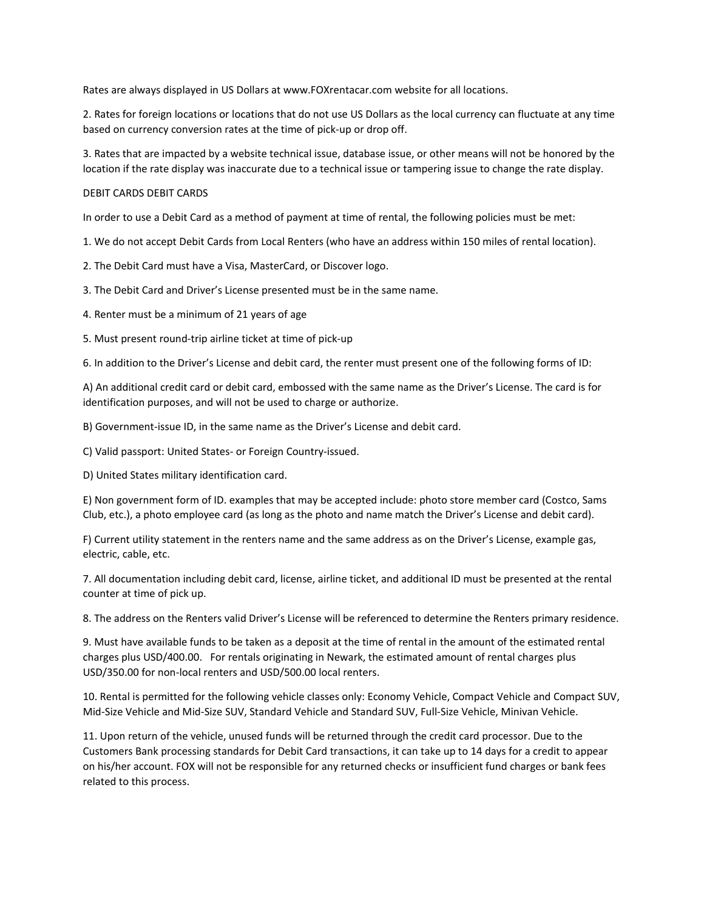Rates are always displayed in US Dollars at www.FOXrentacar.com website for all locations.

2. Rates for foreign locations or locations that do not use US Dollars as the local currency can fluctuate at any time based on currency conversion rates at the time of pick-up or drop off.

3. Rates that are impacted by a website technical issue, database issue, or other means will not be honored by the location if the rate display was inaccurate due to a technical issue or tampering issue to change the rate display.

DEBIT CARDS DEBIT CARDS

In order to use a Debit Card as a method of payment at time of rental, the following policies must be met:

1. We do not accept Debit Cards from Local Renters (who have an address within 150 miles of rental location).

2. The Debit Card must have a Visa, MasterCard, or Discover logo.

3. The Debit Card and Driver's License presented must be in the same name.

4. Renter must be a minimum of 21 years of age

5. Must present round-trip airline ticket at time of pick-up

6. In addition to the Driver's License and debit card, the renter must present one of the following forms of ID:

A) An additional credit card or debit card, embossed with the same name as the Driver's License. The card is for identification purposes, and will not be used to charge or authorize.

B) Government-issue ID, in the same name as the Driver's License and debit card.

C) Valid passport: United States- or Foreign Country-issued.

D) United States military identification card.

E) Non government form of ID. examples that may be accepted include: photo store member card (Costco, Sams Club, etc.), a photo employee card (as long as the photo and name match the Driver's License and debit card).

F) Current utility statement in the renters name and the same address as on the Driver's License, example gas, electric, cable, etc.

7. All documentation including debit card, license, airline ticket, and additional ID must be presented at the rental counter at time of pick up.

8. The address on the Renters valid Driver's License will be referenced to determine the Renters primary residence.

9. Must have available funds to be taken as a deposit at the time of rental in the amount of the estimated rental charges plus USD/400.00. For rentals originating in Newark, the estimated amount of rental charges plus USD/350.00 for non-local renters and USD/500.00 local renters.

10. Rental is permitted for the following vehicle classes only: Economy Vehicle, Compact Vehicle and Compact SUV, Mid-Size Vehicle and Mid-Size SUV, Standard Vehicle and Standard SUV, Full-Size Vehicle, Minivan Vehicle.

11. Upon return of the vehicle, unused funds will be returned through the credit card processor. Due to the Customers Bank processing standards for Debit Card transactions, it can take up to 14 days for a credit to appear on his/her account. FOX will not be responsible for any returned checks or insufficient fund charges or bank fees related to this process.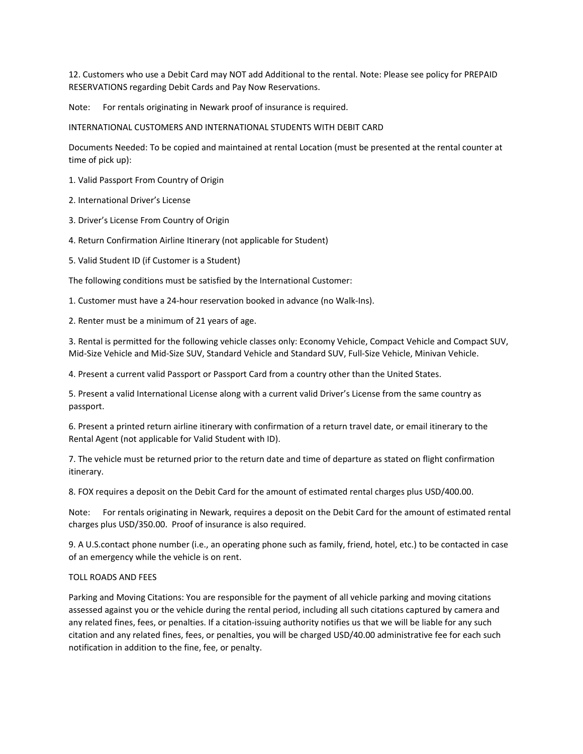12. Customers who use a Debit Card may NOT add Additional to the rental. Note: Please see policy for PREPAID RESERVATIONS regarding Debit Cards and Pay Now Reservations.

Note: For rentals originating in Newark proof of insurance is required.

INTERNATIONAL CUSTOMERS AND INTERNATIONAL STUDENTS WITH DEBIT CARD

Documents Needed: To be copied and maintained at rental Location (must be presented at the rental counter at time of pick up):

1. Valid Passport From Country of Origin
2. International Driver's License
3. Driver's License From Country of Origin
4. Return Confirmation Airline Itinerary (not applicable for Student)
5. Valid Student ID (if Customer is a Student)

The following conditions must be satisfied by the International Customer:

1. Customer must have a 24-hour reservation booked in advance (no Walk-Ins).
2. Renter must be a minimum of 21 years of age.
3. Rental is permitted for the following vehicle classes only: Economy Vehicle, Compact Vehicle and Compact SUV, Mid-Size Vehicle and Mid-Size SUV, Standard Vehicle and Standard SUV, Full-Size Vehicle, Minivan Vehicle.
4. Present a current valid Passport or Passport Card from a country other than the United States.
5. Present a valid International License along with a current valid Driver's License from the same country as passport.
6. Present a printed return airline itinerary with confirmation of a return travel date, or email itinerary to the Rental Agent (not applicable for Valid Student with ID).
7. The vehicle must be returned prior to the return date and time of departure as stated on flight confirmation itinerary.
8. FOX requires a deposit on the Debit Card for the amount of estimated rental charges plus USD/400.00.

Note: For rentals originating in Newark, requires a deposit on the Debit Card for the amount of estimated rental charges plus USD/350.00. Proof of insurance is also required.

9. A U.S.contact phone number (i.e., an operating phone such as family, friend, hotel, etc.) to be contacted in case of an emergency while the vehicle is on rent.

TOLL ROADS AND FEES

Parking and Moving Citations: You are responsible for the payment of all vehicle parking and moving citations assessed against you or the vehicle during the rental period, including all such citations captured by camera and any related fines, fees, or penalties. If a citation-issuing authority notifies us that we will be liable for any such citation and any related fines, fees, or penalties, you will be charged USD/40.00 administrative fee for each such notification in addition to the fine, fee, or penalty.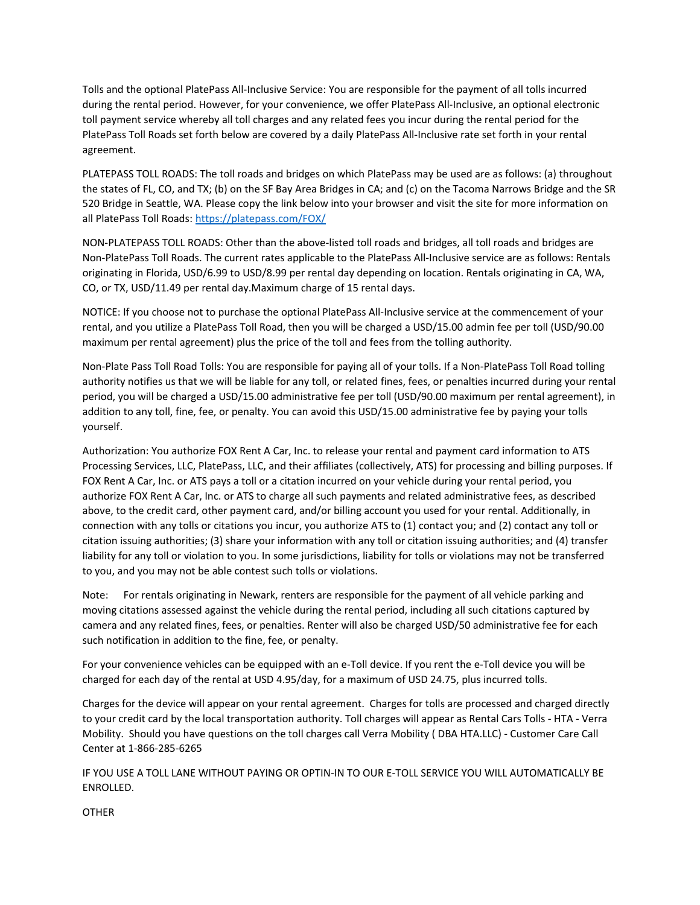Tolls and the optional PlatePass All-Inclusive Service: You are responsible for the payment of all tolls incurred during the rental period. However, for your convenience, we offer PlatePass All-Inclusive, an optional electronic toll payment service whereby all toll charges and any related fees you incur during the rental period for the PlatePass Toll Roads set forth below are covered by a daily PlatePass All-Inclusive rate set forth in your rental agreement.

PLATEPASS TOLL ROADS: The toll roads and bridges on which PlatePass may be used are as follows: (a) throughout the states of FL, CO, and TX; (b) on the SF Bay Area Bridges in CA; and (c) on the Tacoma Narrows Bridge and the SR 520 Bridge in Seattle, WA. Please copy the link below into your browser and visit the site for more information on all PlatePass Toll Roads: [https://platepass.com/FOX/](https://platepass.com/FOX/)

NON-PLATEPASS TOLL ROADS: Other than the above-listed toll roads and bridges, all toll roads and bridges are Non-PlatePass Toll Roads. The current rates applicable to the PlatePass All-Inclusive service are as follows: Rentals originating in Florida, USD/6.99 to USD/8.99 per rental day depending on location. Rentals originating in CA, WA, CO, or TX, USD/11.49 per rental day.Maximum charge of 15 rental days.

NOTICE: If you choose not to purchase the optional PlatePass All-Inclusive service at the commencement of your rental, and you utilize a PlatePass Toll Road, then you will be charged a USD/15.00 admin fee per toll (USD/90.00 maximum per rental agreement) plus the price of the toll and fees from the tolling authority.

Non-Plate Pass Toll Road Tolls: You are responsible for paying all of your tolls. If a Non-PlatePass Toll Road tolling authority notifies us that we will be liable for any toll, or related fines, fees, or penalties incurred during your rental period, you will be charged a USD/15.00 administrative fee per toll (USD/90.00 maximum per rental agreement), in addition to any toll, fine, fee, or penalty. You can avoid this USD/15.00 administrative fee by paying your tolls yourself.

Authorization: You authorize FOX Rent A Car, Inc. to release your rental and payment card information to ATS Processing Services, LLC, PlatePass, LLC, and their affiliates (collectively, ATS) for processing and billing purposes. If FOX Rent A Car, Inc. or ATS pays a toll or a citation incurred on your vehicle during your rental period, you authorize FOX Rent A Car, Inc. or ATS to charge all such payments and related administrative fees, as described above, to the credit card, other payment card, and/or billing account you used for your rental. Additionally, in connection with any tolls or citations you incur, you authorize ATS to (1) contact you; and (2) contact any toll or citation issuing authorities; (3) share your information with any toll or citation issuing authorities; and (4) transfer liability for any toll or violation to you. In some jurisdictions, liability for tolls or violations may not be transferred to you, and you may not be able contest such tolls or violations.

Note: For rentals originating in Newark, renters are responsible for the payment of all vehicle parking and moving citations assessed against the vehicle during the rental period, including all such citations captured by camera and any related fines, fees, or penalties. Renter will also be charged USD/50 administrative fee for each such notification in addition to the fine, fee, or penalty.

For your convenience vehicles can be equipped with an e-Toll device. If you rent the e-Toll device you will be charged for each day of the rental at USD 4.95/day, for a maximum of USD 24.75, plus incurred tolls.

Charges for the device will appear on your rental agreement. Charges for tolls are processed and charged directly to your credit card by the local transportation authority. Toll charges will appear as Rental Cars Tolls - HTA - Verra Mobility. Should you have questions on the toll charges call Verra Mobility ( DBA HTA.LLC) - Customer Care Call Center at 1-866-285-6265

IF YOU USE A TOLL LANE WITHOUT PAYING OR OPTIN-IN TO OUR E-TOLL SERVICE YOU WILL AUTOMATICALLY BE ENROLLED.

OTHER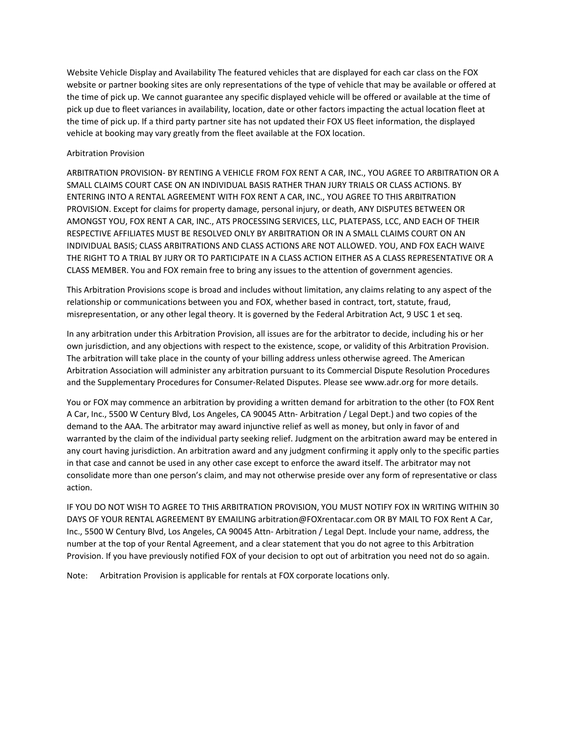Website Vehicle Display and Availability The featured vehicles that are displayed for each car class on the FOX website or partner booking sites are only representations of the type of vehicle that may be available or offered at the time of pick up. We cannot guarantee any specific displayed vehicle will be offered or available at the time of pick up due to fleet variances in availability, location, date or other factors impacting the actual location fleet at the time of pick up. If a third party partner site has not updated their FOX US fleet information, the displayed vehicle at booking may vary greatly from the fleet available at the FOX location.

Arbitration Provision

ARBITRATION PROVISION- BY RENTING A VEHICLE FROM FOX RENT A CAR, INC., YOU AGREE TO ARBITRATION OR A SMALL CLAIMS COURT CASE ON AN INDIVIDUAL BASIS RATHER THAN JURY TRIALS OR CLASS ACTIONS. BY ENTERING INTO A RENTAL AGREEMENT WITH FOX RENT A CAR, INC., YOU AGREE TO THIS ARBITRATION PROVISION. Except for claims for property damage, personal injury, or death, ANY DISPUTES BETWEEN OR AMONGST YOU, FOX RENT A CAR, INC., ATS PROCESSING SERVICES, LLC, PLATEPASS, LCC, AND EACH OF THEIR RESPECTIVE AFFILIATES MUST BE RESOLVED ONLY BY ARBITRATION OR IN A SMALL CLAIMS COURT ON AN INDIVIDUAL BASIS; CLASS ARBITRATIONS AND CLASS ACTIONS ARE NOT ALLOWED. YOU, AND FOX EACH WAIVE THE RIGHT TO A TRIAL BY JURY OR TO PARTICIPATE IN A CLASS ACTION EITHER AS A CLASS REPRESENTATIVE OR A CLASS MEMBER. You and FOX remain free to bring any issues to the attention of government agencies.

This Arbitration Provisions scope is broad and includes without limitation, any claims relating to any aspect of the relationship or communications between you and FOX, whether based in contract, tort, statute, fraud, misrepresentation, or any other legal theory. It is governed by the Federal Arbitration Act, 9 USC 1 et seq.

In any arbitration under this Arbitration Provision, all issues are for the arbitrator to decide, including his or her own jurisdiction, and any objections with respect to the existence, scope, or validity of this Arbitration Provision. The arbitration will take place in the county of your billing address unless otherwise agreed. The American Arbitration Association will administer any arbitration pursuant to its Commercial Dispute Resolution Procedures and the Supplementary Procedures for Consumer-Related Disputes. Please see www.adr.org for more details.

You or FOX may commence an arbitration by providing a written demand for arbitration to the other (to FOX Rent A Car, Inc., 5500 W Century Blvd, Los Angeles, CA 90045 Attn- Arbitration / Legal Dept.) and two copies of the demand to the AAA. The arbitrator may award injunctive relief as well as money, but only in favor of and warranted by the claim of the individual party seeking relief. Judgment on the arbitration award may be entered in any court having jurisdiction. An arbitration award and any judgment confirming it apply only to the specific parties in that case and cannot be used in any other case except to enforce the award itself. The arbitrator may not consolidate more than one person's claim, and may not otherwise preside over any form of representative or class action.

IF YOU DO NOT WISH TO AGREE TO THIS ARBITRATION PROVISION, YOU MUST NOTIFY FOX IN WRITING WITHIN 30 DAYS OF YOUR RENTAL AGREEMENT BY EMAILING arbitration@FOXrentacar.com OR BY MAIL TO FOX Rent A Car, Inc., 5500 W Century Blvd, Los Angeles, CA 90045 Attn- Arbitration / Legal Dept. Include your name, address, the number at the top of your Rental Agreement, and a clear statement that you do not agree to this Arbitration Provision. If you have previously notified FOX of your decision to opt out of arbitration you need not do so again.

Note: Arbitration Provision is applicable for rentals at FOX corporate locations only.